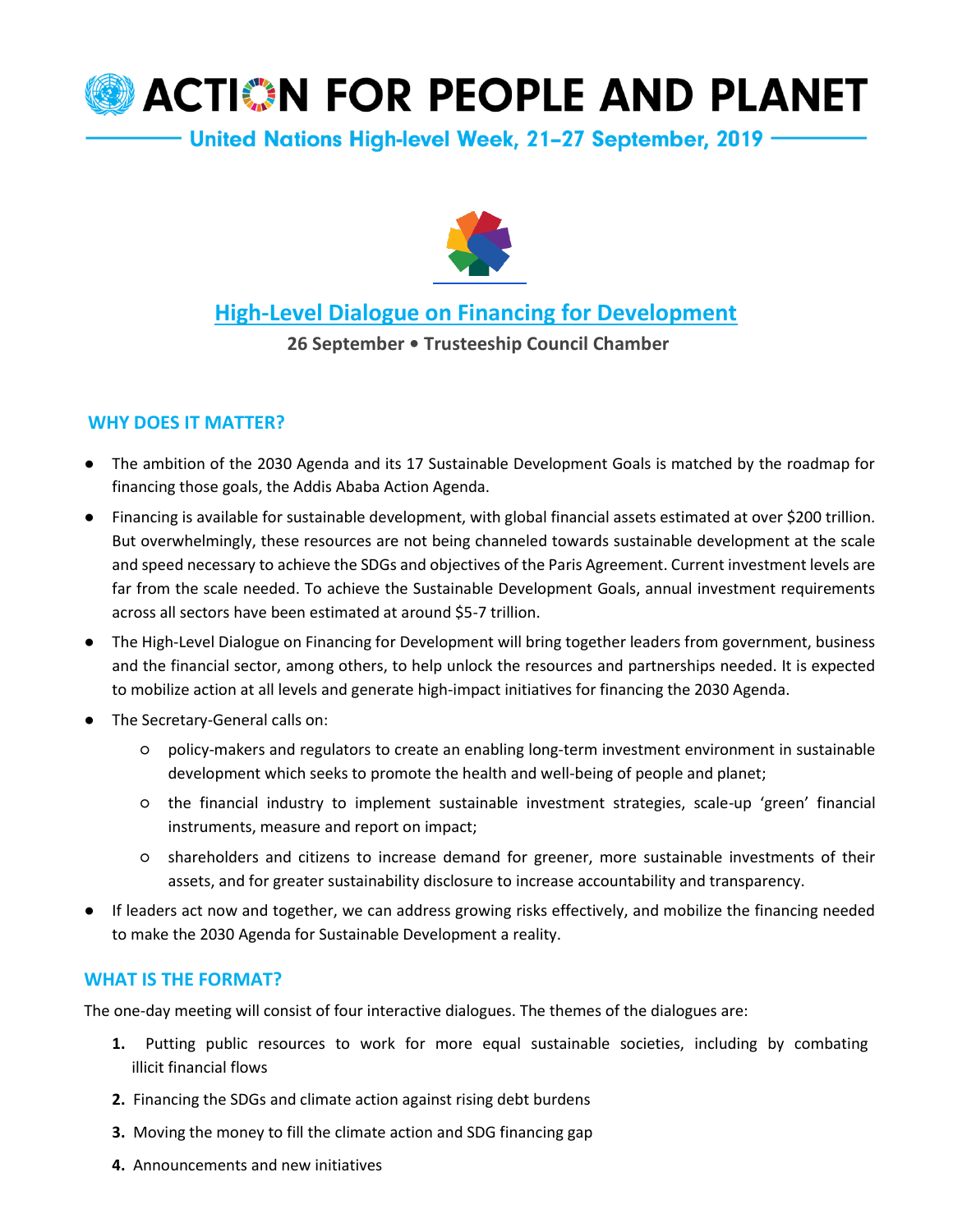# ACTION FOR PEOPLE AND PLANET

United Nations High-level Week, 21–27 September, 2019

## High-Level Dialogue on Financing for Development

**26 September • Trusteeship Council Chamber**

### WHY DOES IT MATTER?

- The ambition of the 2030 Agenda and its 17 Sustainable Development Goals is matched by the roadmap for financing those goals, the Addis Ababa Action Agenda.
- Financing is available for sustainable development, with global financial assets estimated at over $200 trillion. But overwhelmingly, these resources are not being channeled towards sustainable development at the scale and speed necessary to achieve the SDGs and objectives of the Paris Agreement. Current investment levels are far from the scale needed. To achieve the Sustainable Development Goals, annual investment requirements across all sectors have been estimated at around $5-7 trillion.
- The High-Level Dialogue on Financing for Development will bring together leaders from government, business and the financial sector, among others, to help unlock the resources and partnerships needed. It is expected to mobilize action at all levels and generate high-impact initiatives for financing the 2030 Agenda.
- The Secretary-General calls on:
  - policy-makers and regulators to create an enabling long-term investment environment in sustainable development which seeks to promote the health and well-being of people and planet;
  - the financial industry to implement sustainable investment strategies, scale-up 'green' financial instruments, measure and report on impact;
  - shareholders and citizens to increase demand for greener, more sustainable investments of their assets, and for greater sustainability disclosure to increase accountability and transparency.
- If leaders act now and together, we can address growing risks effectively, and mobilize the financing needed to make the 2030 Agenda for Sustainable Development a reality.

### WHAT IS THE FORMAT?

The one-day meeting will consist of four interactive dialogues. The themes of the dialogues are:

1. Putting public resources to work for more equal sustainable societies, including by combating illicit financial flows
2. Financing the SDGs and climate action against rising debt burdens
3. Moving the money to fill the climate action and SDG financing gap
4. Announcements and new initiatives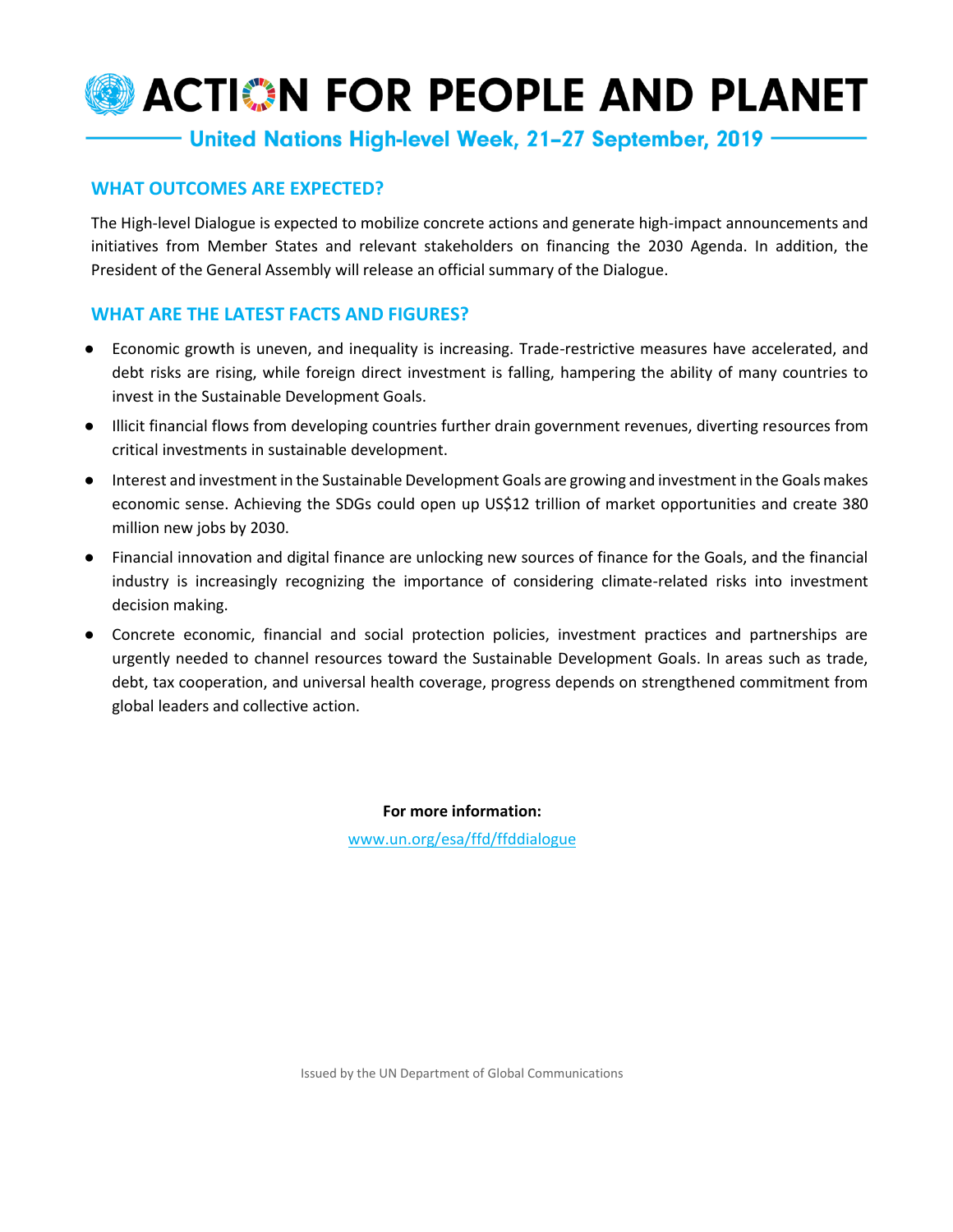# ACTION FOR PEOPLE AND PLANET

United Nations High-level Week, 21–27 September, 2019

## WHAT OUTCOMES ARE EXPECTED?

The High-level Dialogue is expected to mobilize concrete actions and generate high-impact announcements and initiatives from Member States and relevant stakeholders on financing the 2030 Agenda. In addition, the President of the General Assembly will release an official summary of the Dialogue.

## WHAT ARE THE LATEST FACTS AND FIGURES?

- Economic growth is uneven, and inequality is increasing. Trade-restrictive measures have accelerated, and debt risks are rising, while foreign direct investment is falling, hampering the ability of many countries to invest in the Sustainable Development Goals.
- Illicit financial flows from developing countries further drain government revenues, diverting resources from critical investments in sustainable development.
- Interest and investment in the Sustainable Development Goals are growing and investment in the Goals makes economic sense. Achieving the SDGs could open up US$12 trillion of market opportunities and create 380 million new jobs by 2030.
- Financial innovation and digital finance are unlocking new sources of finance for the Goals, and the financial industry is increasingly recognizing the importance of considering climate-related risks into investment decision making.
- Concrete economic, financial and social protection policies, investment practices and partnerships are urgently needed to channel resources toward the Sustainable Development Goals. In areas such as trade, debt, tax cooperation, and universal health coverage, progress depends on strengthened commitment from global leaders and collective action.

**For more information:**

www.un.org/esa/ffd/ffddialogue

Issued by the UN Department of Global Communications